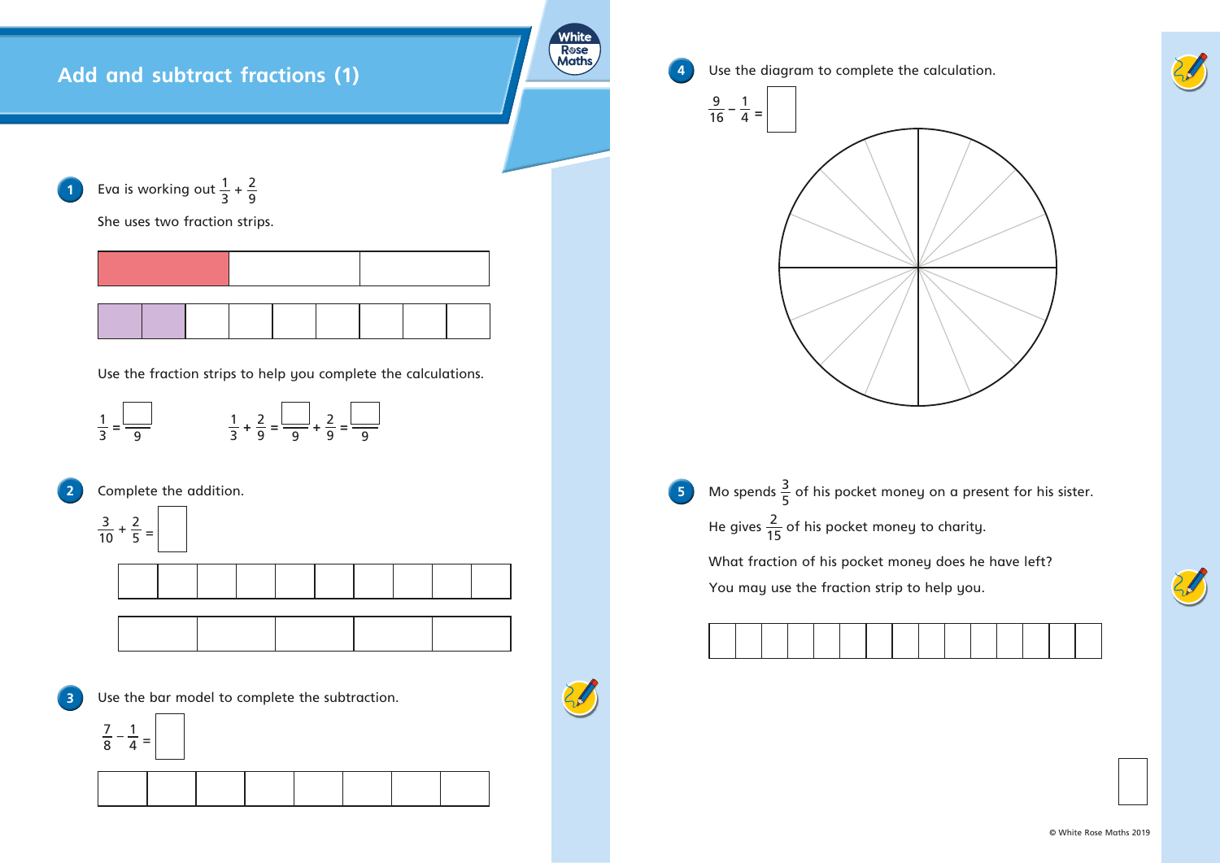# Add and subtract fractions (1)

**1** Eva is working out $\frac{1}{3} + \frac{2}{9}$

She uses two fraction strips.

Use the fraction strips to help you complete the calculations.

$\frac{1}{3} = \frac{\square}{9}$ $\qquad$ $\frac{1}{3} + \frac{2}{9} = \frac{\square}{9} + \frac{2}{9} = \frac{\square}{9}$

**2** Complete the addition.

$\frac{3}{10} + \frac{2}{5} = \square$

**3** Use the bar model to complete the subtraction.

$\frac{7}{8} - \frac{1}{4} = \square$

**4** Use the diagram to complete the calculation.

$\frac{9}{16} - \frac{1}{4} = \square$

**5** Mo spends $\frac{3}{5}$ of his pocket money on a present for his sister.

He gives $\frac{2}{15}$ of his pocket money to charity.

What fraction of his pocket money does he have left?

You may use the fraction strip to help you.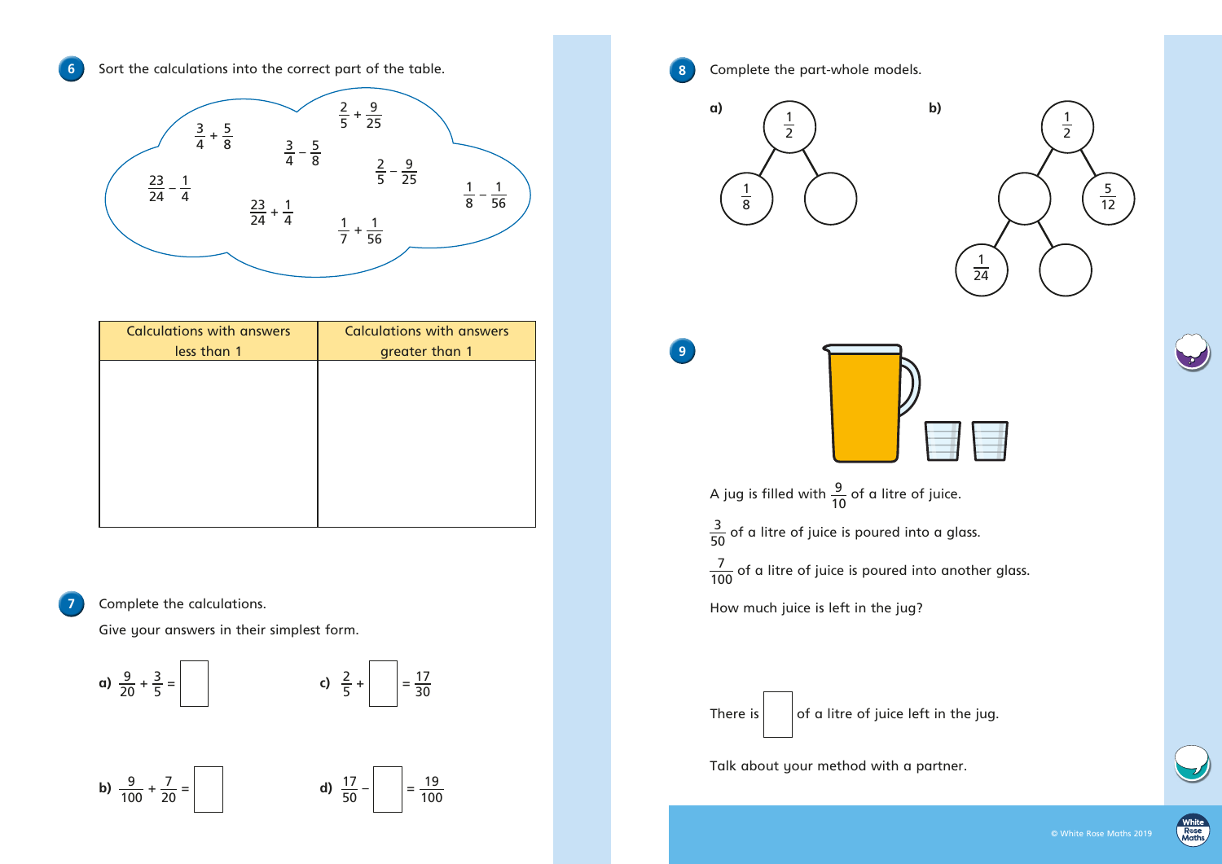**6** Sort the calculations into the correct part of the table.

$\frac{3}{4} + \frac{5}{8}$ $\frac{2}{5} + \frac{9}{25}$ $\frac{3}{4} - \frac{5}{8}$ $\frac{23}{24} - \frac{1}{4}$ $\frac{2}{5} - \frac{9}{25}$ $\frac{1}{8} - \frac{1}{56}$ $\frac{23}{24} + \frac{1}{4}$ $\frac{1}{7} + \frac{1}{56}$

| Calculations with answers less than 1 | Calculations with answers greater than 1 |
|---|---|
| | |

**7** Complete the calculations.

Give your answers in their simplest form.

**a)** $\frac{9}{20} + \frac{3}{5} = \square$

**b)** $\frac{9}{100} + \frac{7}{20} = \square$

**c)** $\frac{2}{5} + \square = \frac{17}{30}$

**d)** $\frac{17}{50} - \square = \frac{19}{100}$

**8** Complete the part-whole models.

**a)** Whole: $\frac{1}{2}$; parts: $\frac{1}{8}$ and $\square$

**b)** Whole: $\frac{1}{2}$; parts: $\square$ and $\frac{5}{12}$; the $\square$ part splits into $\frac{1}{24}$ and $\square$

**9**

A jug is filled with $\frac{9}{10}$ of a litre of juice.

$\frac{3}{50}$ of a litre of juice is poured into a glass.

$\frac{7}{100}$ of a litre of juice is poured into another glass.

How much juice is left in the jug?

There is $\square$ of a litre of juice left in the jug.

Talk about your method with a partner.